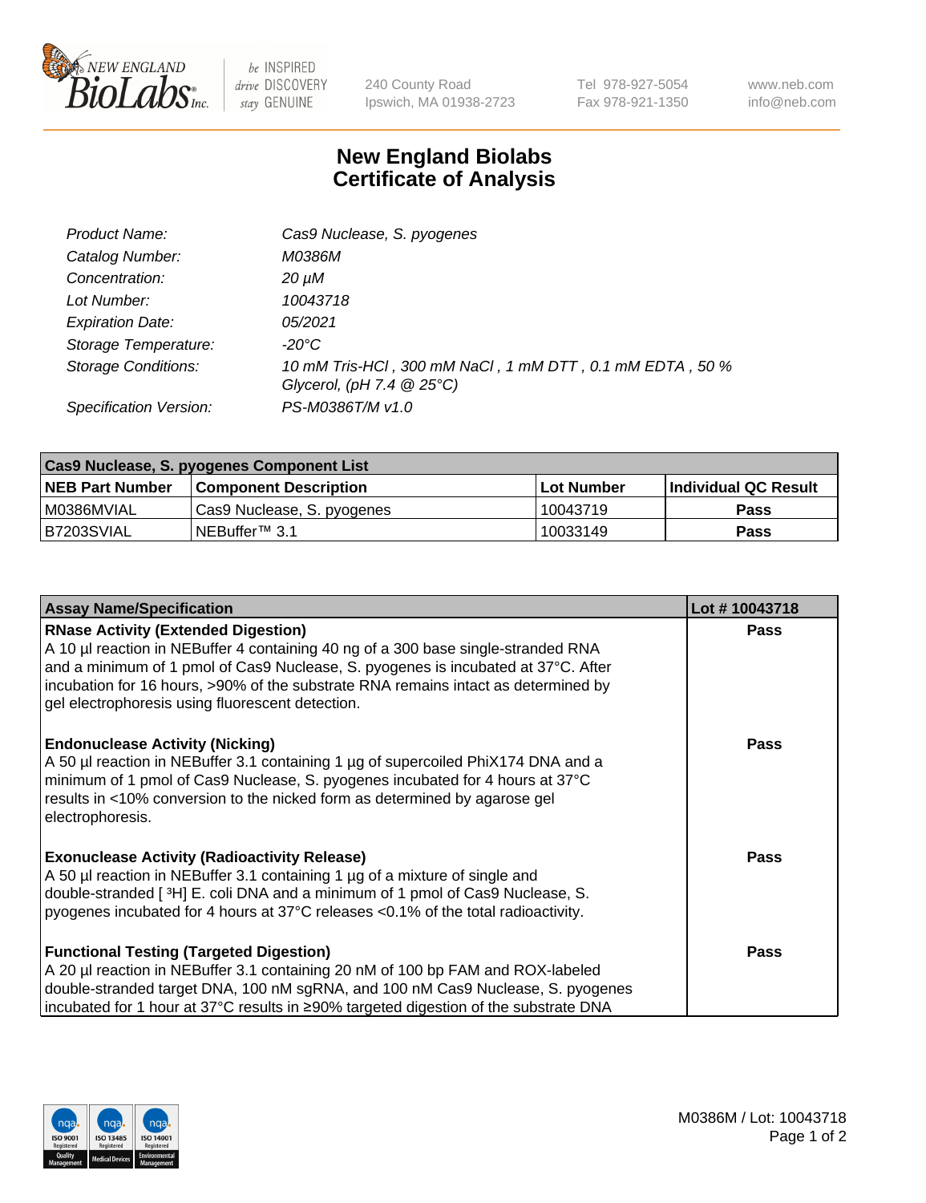# New England Biolabs Certificate of Analysis

| | |
|---|---|
| *Product Name:* | *Cas9 Nuclease, S. pyogenes* |
| *Catalog Number:* | *M0386M* |
| *Concentration:* | *20 µM* |
| *Lot Number:* | *10043718* |
| *Expiration Date:* | *05/2021* |
| *Storage Temperature:* | *-20°C* |
| *Storage Conditions:* | *10 mM Tris-HCl , 300 mM NaCl , 1 mM DTT , 0.1 mM EDTA , 50 % Glycerol, (pH 7.4 @ 25°C)* |
| *Specification Version:* | *PS-M0386T/M v1.0* |

| Cas9 Nuclease, S. pyogenes Component List | | | |
|---|---|---|---|
| **NEB Part Number** | **Component Description** | **Lot Number** | **Individual QC Result** |
| M0386MVIAL | Cas9 Nuclease, S. pyogenes | 10043719 | **Pass** |
| B7203SVIAL | NEBuffer™ 3.1 | 10033149 | **Pass** |

| Assay Name/Specification | Lot # 10043718 |
|---|---|
| **RNase Activity (Extended Digestion)**<br>A 10 µl reaction in NEBuffer 4 containing 40 ng of a 300 base single-stranded RNA and a minimum of 1 pmol of Cas9 Nuclease, S. pyogenes is incubated at 37°C. After incubation for 16 hours, >90% of the substrate RNA remains intact as determined by gel electrophoresis using fluorescent detection. | **Pass** |
| **Endonuclease Activity (Nicking)**<br>A 50 µl reaction in NEBuffer 3.1 containing 1 µg of supercoiled PhiX174 DNA and a minimum of 1 pmol of Cas9 Nuclease, S. pyogenes incubated for 4 hours at 37°C results in <10% conversion to the nicked form as determined by agarose gel electrophoresis. | **Pass** |
| **Exonuclease Activity (Radioactivity Release)**<br>A 50 µl reaction in NEBuffer 3.1 containing 1 µg of a mixture of single and double-stranded [ $^{3}$H] E. coli DNA and a minimum of 1 pmol of Cas9 Nuclease, S. pyogenes incubated for 4 hours at 37°C releases <0.1% of the total radioactivity. | **Pass** |
| **Functional Testing (Targeted Digestion)**<br>A 20 µl reaction in NEBuffer 3.1 containing 20 nM of 100 bp FAM and ROX-labeled double-stranded target DNA, 100 nM sgRNA, and 100 nM Cas9 Nuclease, S. pyogenes incubated for 1 hour at 37°C results in ≥90% targeted digestion of the substrate DNA | **Pass** |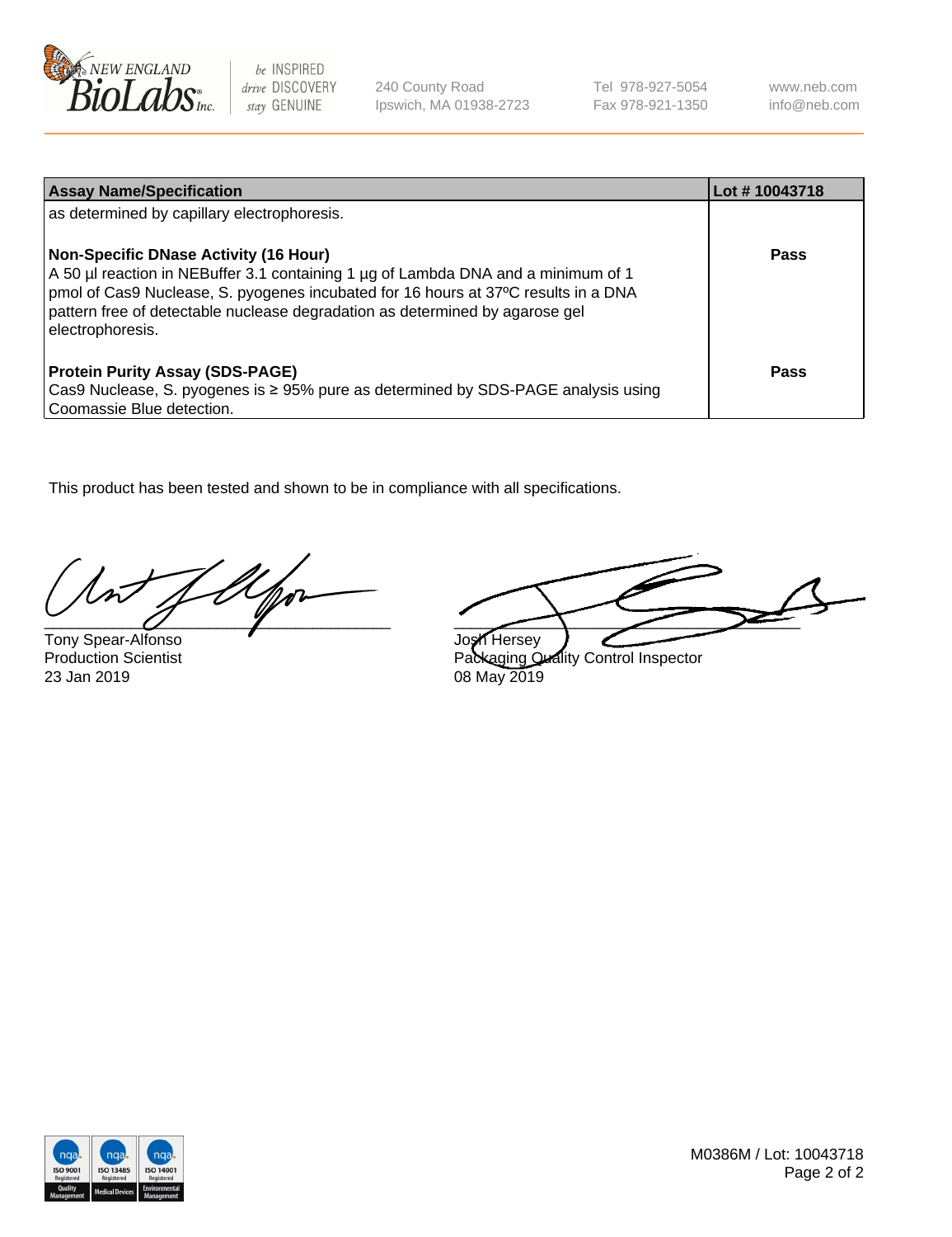| Assay Name/Specification | Lot # 10043718 |
|---|---|
| as determined by capillary electrophoresis. | |
| **Non-Specific DNase Activity (16 Hour)**<br>A 50 µl reaction in NEBuffer 3.1 containing 1 µg of Lambda DNA and a minimum of 1 pmol of Cas9 Nuclease, S. pyogenes incubated for 16 hours at 37ºC results in a DNA pattern free of detectable nuclease degradation as determined by agarose gel electrophoresis. | **Pass** |
| **Protein Purity Assay (SDS-PAGE)**<br>Cas9 Nuclease, S. pyogenes is ≥ 95% pure as determined by SDS-PAGE analysis using Coomassie Blue detection. | **Pass** |

This product has been tested and shown to be in compliance with all specifications.

Tony Spear-Alfonso
Production Scientist
23 Jan 2019

Josh Hersey
Packaging Quality Control Inspector
08 May 2019

M0386M / Lot: 10043718